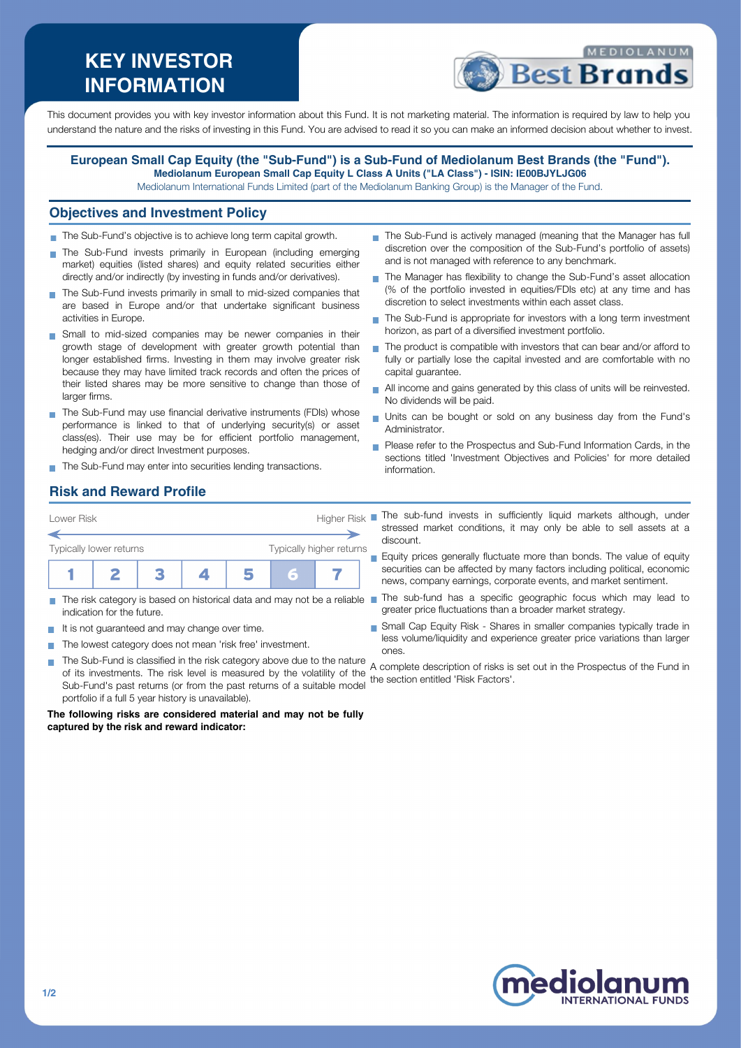# KEY INVESTOR INFORMATION

This document provides you with key investor information about this Fund. It is not marketing material. The information is required by law to help you understand the nature and the risks of investing in this Fund. You are advised to read it so you can make an informed decision about whether to invest.

**European Small Cap Equity (the "Sub-Fund") is a Sub-Fund of Mediolanum Best Brands (the "Fund").**
**Mediolanum European Small Cap Equity L Class A Units ("LA Class") - ISIN: IE00BJYLJG06**
Mediolanum International Funds Limited (part of the Mediolanum Banking Group) is the Manager of the Fund.

## Objectives and Investment Policy

- The Sub-Fund's objective is to achieve long term capital growth.
- The Sub-Fund invests primarily in European (including emerging market) equities (listed shares) and equity related securities either directly and/or indirectly (by investing in funds and/or derivatives).
- The Sub-Fund invests primarily in small to mid-sized companies that are based in Europe and/or that undertake significant business activities in Europe.
- Small to mid-sized companies may be newer companies in their growth stage of development with greater growth potential than longer established firms. Investing in them may involve greater risk because they may have limited track records and often the prices of their listed shares may be more sensitive to change than those of larger firms.
- The Sub-Fund may use financial derivative instruments (FDIs) whose performance is linked to that of underlying security(s) or asset class(es). Their use may be for efficient portfolio management, hedging and/or direct Investment purposes.
- The Sub-Fund may enter into securities lending transactions.
- The Sub-Fund is actively managed (meaning that the Manager has full discretion over the composition of the Sub-Fund's portfolio of assets) and is not managed with reference to any benchmark.
- The Manager has flexibility to change the Sub-Fund's asset allocation (% of the portfolio invested in equities/FDIs etc) at any time and has discretion to select investments within each asset class.
- The Sub-Fund is appropriate for investors with a long term investment horizon, as part of a diversified investment portfolio.
- The product is compatible with investors that can bear and/or afford to fully or partially lose the capital invested and are comfortable with no capital guarantee.
- All income and gains generated by this class of units will be reinvested. No dividends will be paid.
- Units can be bought or sold on any business day from the Fund's Administrator.
- Please refer to the Prospectus and Sub-Fund Information Cards, in the sections titled 'Investment Objectives and Policies' for more detailed information.

## Risk and Reward Profile

Lower Risk — Higher Risk

Typically lower returns — Typically higher returns

| 1 | 2 | 3 | 4 | 5 | **6** | 7 |
|---|---|---|---|---|---|---|

- The risk category is based on historical data and may not be a reliable indication for the future.
- It is not guaranteed and may change over time.
- The lowest category does not mean 'risk free' investment.
- The Sub-Fund is classified in the risk category above due to the nature of its investments. The risk level is measured by the volatility of the Sub-Fund's past returns (or from the past returns of a suitable model portfolio if a full 5 year history is unavailable).

**The following risks are considered material and may not be fully captured by the risk and reward indicator:**

- The sub-fund invests in sufficiently liquid markets although, under stressed market conditions, it may only be able to sell assets at a discount.
- Equity prices generally fluctuate more than bonds. The value of equity securities can be affected by many factors including political, economic news, company earnings, corporate events, and market sentiment.
- The sub-fund has a specific geographic focus which may lead to greater price fluctuations than a broader market strategy.
- Small Cap Equity Risk - Shares in smaller companies typically trade in less volume/liquidity and experience greater price variations than larger ones.

A complete description of risks is set out in the Prospectus of the Fund in the section entitled 'Risk Factors'.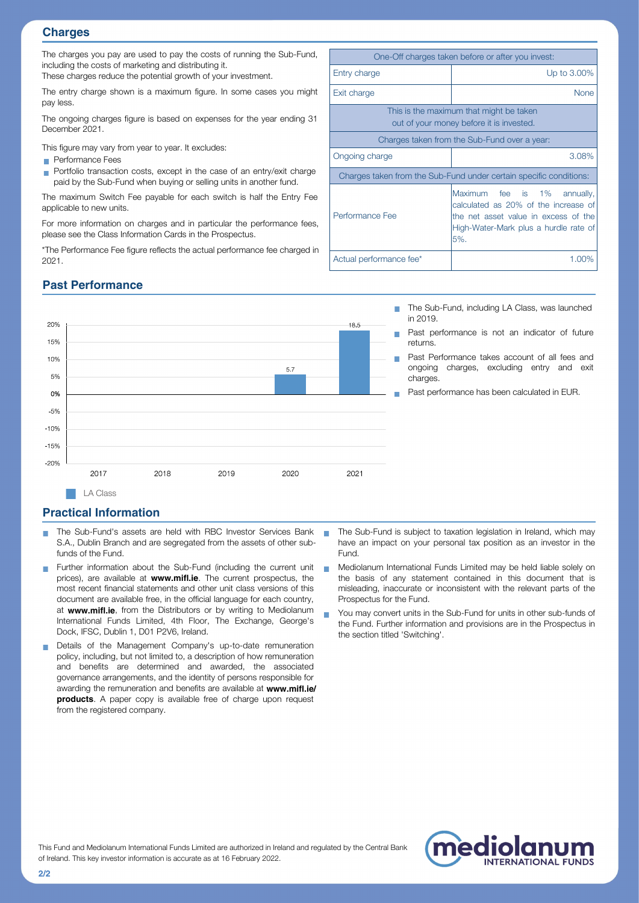## Charges

The charges you pay are used to pay the costs of running the Sub-Fund, including the costs of marketing and distributing it.
These charges reduce the potential growth of your investment.

The entry charge shown is a maximum figure. In some cases you might pay less.

The ongoing charges figure is based on expenses for the year ending 31 December 2021.

This figure may vary from year to year. It excludes:

- Performance Fees
- Portfolio transaction costs, except in the case of an entry/exit charge paid by the Sub-Fund when buying or selling units in another fund.

The maximum Switch Fee payable for each switch is half the Entry Fee applicable to new units.

For more information on charges and in particular the performance fees, please see the Class Information Cards in the Prospectus.

*The Performance Fee figure reflects the actual performance fee charged in 2021.

| One-Off charges taken before or after you invest: | |
|---|---|
| Entry charge | Up to 3.00% |
| Exit charge | None |
| This is the maximum that might be taken out of your money before it is invested. | |
| Charges taken from the Sub-Fund over a year: | |
| Ongoing charge | 3.08% |
| Charges taken from the Sub-Fund under certain specific conditions: | |
| Performance Fee | Maximum fee is 1% annually, calculated as 20% of the increase of the net asset value in excess of the High-Water-Mark plus a hurdle rate of 5%. |
| Actual performance fee* | 1.00% |

## Past Performance

20%
15%
10%
5%
0%
-5%
-10%
-15%
-20%

5.7
18.5

2017 2018 2019 2020 2021

LA Class

- The Sub-Fund, including LA Class, was launched in 2019.
- Past performance is not an indicator of future returns.
- Past Performance takes account of all fees and ongoing charges, excluding entry and exit charges.
- Past performance has been calculated in EUR.

## Practical Information

- The Sub-Fund's assets are held with RBC Investor Services Bank S.A., Dublin Branch and are segregated from the assets of other sub-funds of the Fund.
- Further information about the Sub-Fund (including the current unit prices), are available at **www.mifl.ie**. The current prospectus, the most recent financial statements and other unit class versions of this document are available free, in the official language for each country, at **www.mifl.ie**, from the Distributors or by writing to Mediolanum International Funds Limited, 4th Floor, The Exchange, George's Dock, IFSC, Dublin 1, D01 P2V6, Ireland.
- Details of the Management Company's up-to-date remuneration policy, including, but not limited to, a description of how remuneration and benefits are determined and awarded, the associated governance arrangements, and the identity of persons responsible for awarding the remuneration and benefits are available at **www.mifl.ie/products**. A paper copy is available free of charge upon request from the registered company.
- The Sub-Fund is subject to taxation legislation in Ireland, which may have an impact on your personal tax position as an investor in the Fund.
- Mediolanum International Funds Limited may be held liable solely on the basis of any statement contained in this document that is misleading, inaccurate or inconsistent with the relevant parts of the Prospectus for the Fund.
- You may convert units in the Sub-Fund for units in other sub-funds of the Fund. Further information and provisions are in the Prospectus in the section titled 'Switching'.

This Fund and Mediolanum International Funds Limited are authorized in Ireland and regulated by the Central Bank of Ireland. This key investor information is accurate as at 16 February 2022.

mediolanum INTERNATIONAL FUNDS